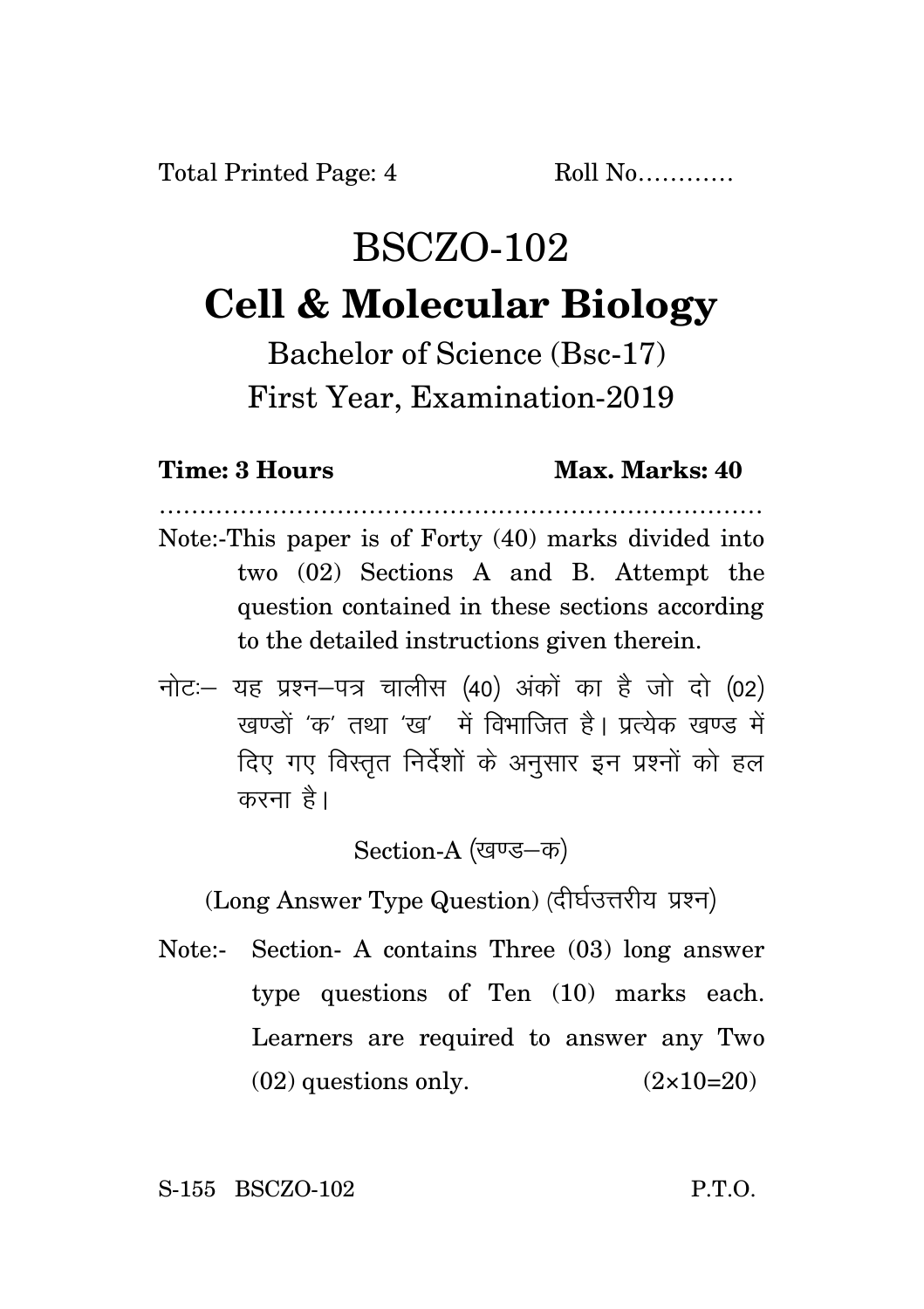Total Printed Page: 4 Roll No…………

# BSCZO-102

# Cell & Molecular Biology

Bachelor of Science (Bsc-17)

First Year, Examination-2019

**Time: 3 Hours** **Max. Marks: 40**

…………………………………………………………………

Note:-This paper is of Forty (40) marks divided into two (02) Sections A and B. Attempt the question contained in these sections according to the detailed instructions given therein.

नोटः– यह प्रश्न–पत्र चालीस (40) अंकों का है जो दो (02) खण्डों 'क' तथा 'ख' में विभाजित है। प्रत्येक खण्ड में दिए गए विस्तृत निर्देशों के अनुसार इन प्रश्नों को हल करना है।

Section-A (खण्ड–क)

(Long Answer Type Question) (दीर्घउत्तरीय प्रश्न)

Note:- Section- A contains Three (03) long answer type questions of Ten (10) marks each. Learners are required to answer any Two (02) questions only. (2×10=20)

S-155 BSCZO-102 P.T.O.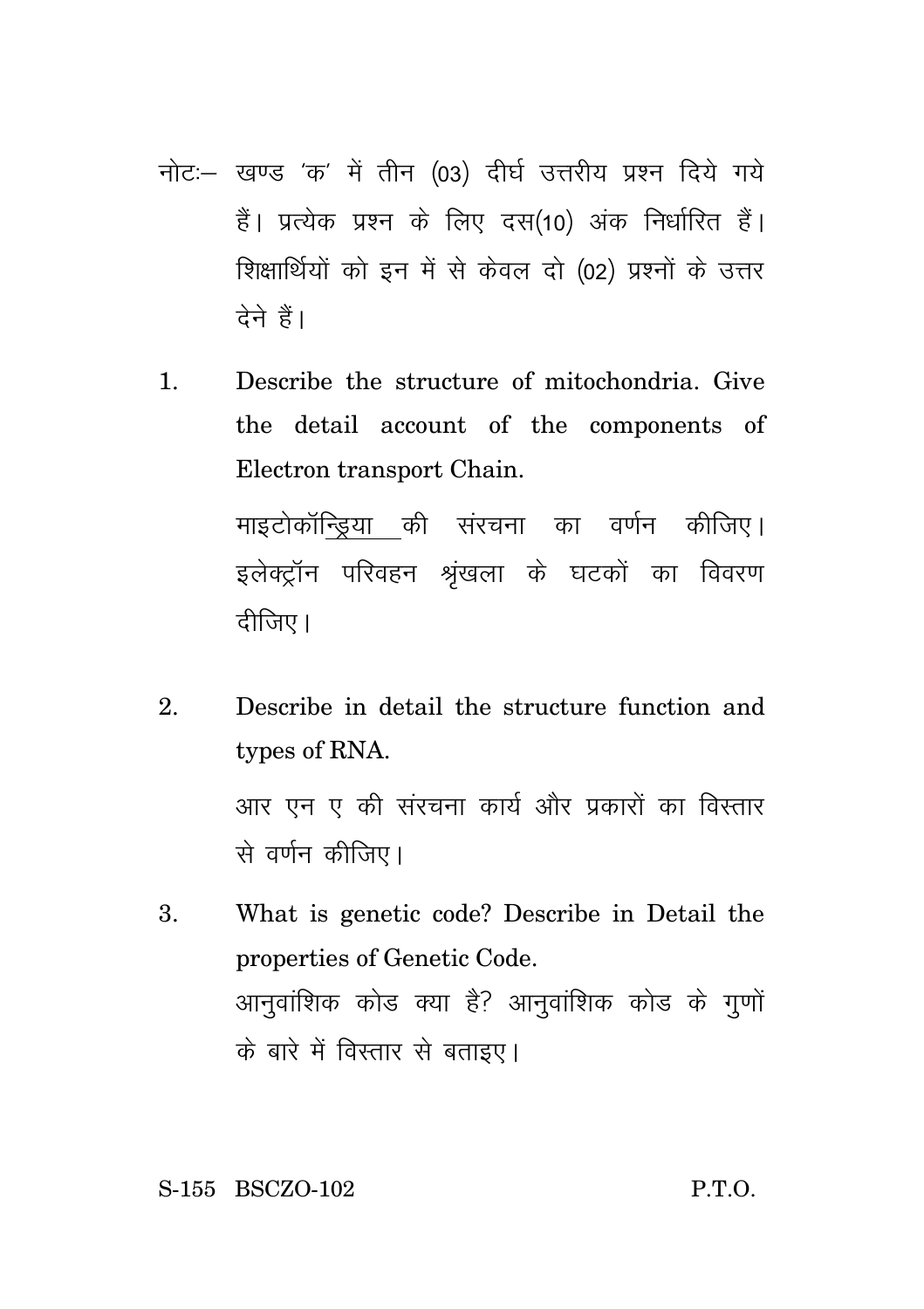नोटः– खण्ड 'क' में तीन (03) दीर्घ उत्तरीय प्रश्न दिये गये हैं। प्रत्येक प्रश्न के लिए दस(10) अंक निर्धारित हैं। शिक्षार्थियों को इन में से केवल दो (02) प्रश्नों के उत्तर देने हैं।

1. Describe the structure of mitochondria. Give the detail account of the components of Electron transport Chain.

   माइटोकॉन्ड्रिया की संरचना का वर्णन कीजिए। इलेक्ट्रॉन परिवहन श्रृंखला के घटकों का विवरण दीजिए।

2. Describe in detail the structure function and types of RNA.

   आर एन ए की संरचना कार्य और प्रकारों का विस्तार से वर्णन कीजिए।

3. What is genetic code? Describe in Detail the properties of Genetic Code.

   आनुवांशिक कोड क्या है? आनुवांशिक कोड के गुणों के बारे में विस्तार से बताइए।

S-155 BSCZO-102 P.T.O.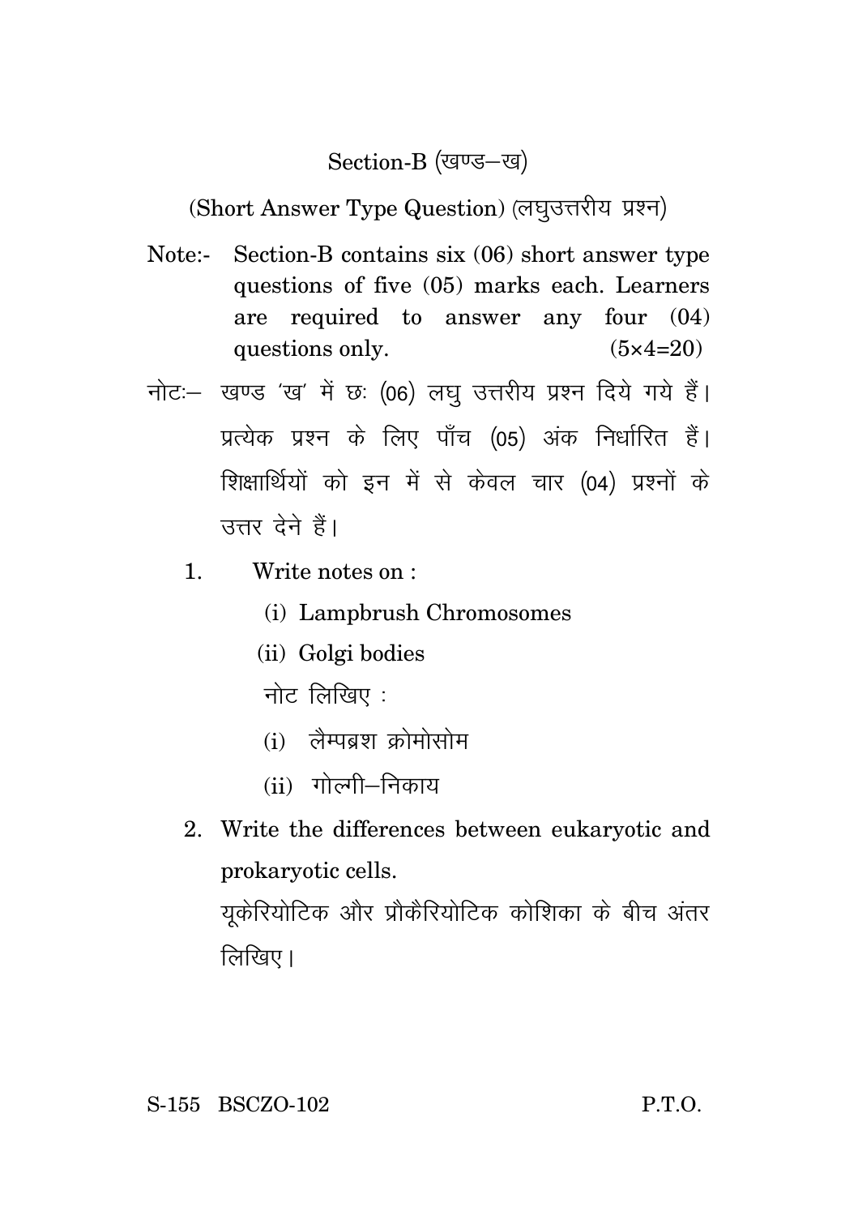## Section-B (खण्ड–ख)

(Short Answer Type Question) (लघुउत्तरीय प्रश्न)

Note:- Section-B contains six (06) short answer type questions of five (05) marks each. Learners are required to answer any four (04) questions only. (5×4=20)

नोटः– खण्ड 'ख' में छः (06) लघु उत्तरीय प्रश्न दिये गये हैं। प्रत्येक प्रश्न के लिए पाँच (05) अंक निर्धारित हैं। शिक्षार्थियों को इन में से केवल चार (04) प्रश्नों के उत्तर देने हैं।

1. Write notes on :

   (i) Lampbrush Chromosomes

   (ii) Golgi bodies

   नोट लिखिए :

   (i) लैम्पब्रश क्रोमोसोम

   (ii) गोल्गी–निकाय

2. Write the differences between eukaryotic and prokaryotic cells.

   यूकेरियोटिक और प्रोकैरियोटिक कोशिका के बीच अंतर लिखिए।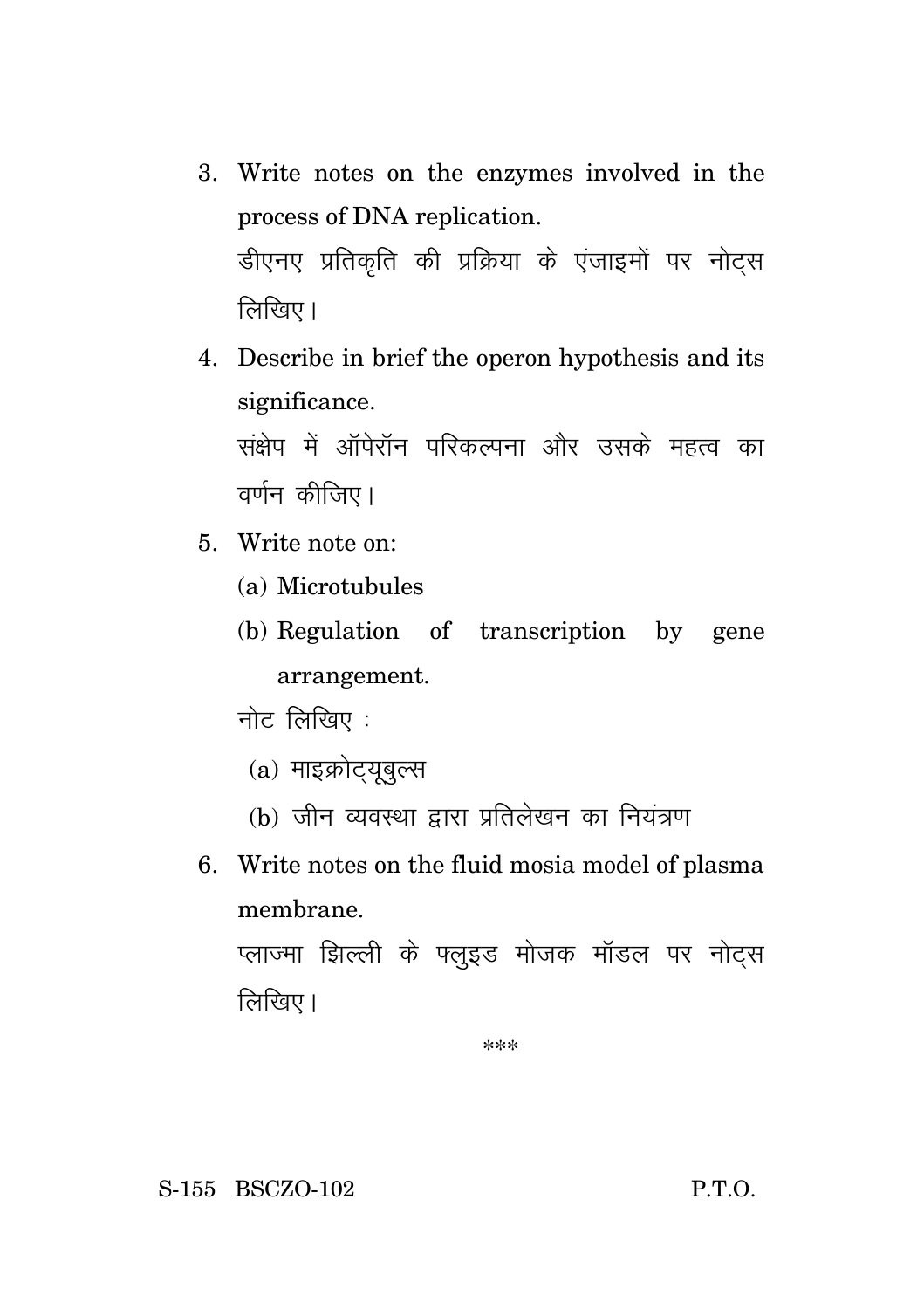3. Write notes on the enzymes involved in the process of DNA replication.

   डीएनए प्रतिकृति की प्रक्रिया के एंजाइमों पर नोट्स लिखिए।

4. Describe in brief the operon hypothesis and its significance.

   संक्षेप में ऑपेरॉन परिकल्पना और उसके महत्व का वर्णन कीजिए।

5. Write note on:

   (a) Microtubules

   (b) Regulation of transcription by gene arrangement.

   नोट लिखिए :

   (a) माइक्रोट्यूबुल्स

   (b) जीन व्यवस्था द्वारा प्रतिलेखन का नियंत्रण

6. Write notes on the fluid mosia model of plasma membrane.

   प्लाज्मा झिल्ली के फ्लुइड मोजक मॉडल पर नोट्स लिखिए।

***